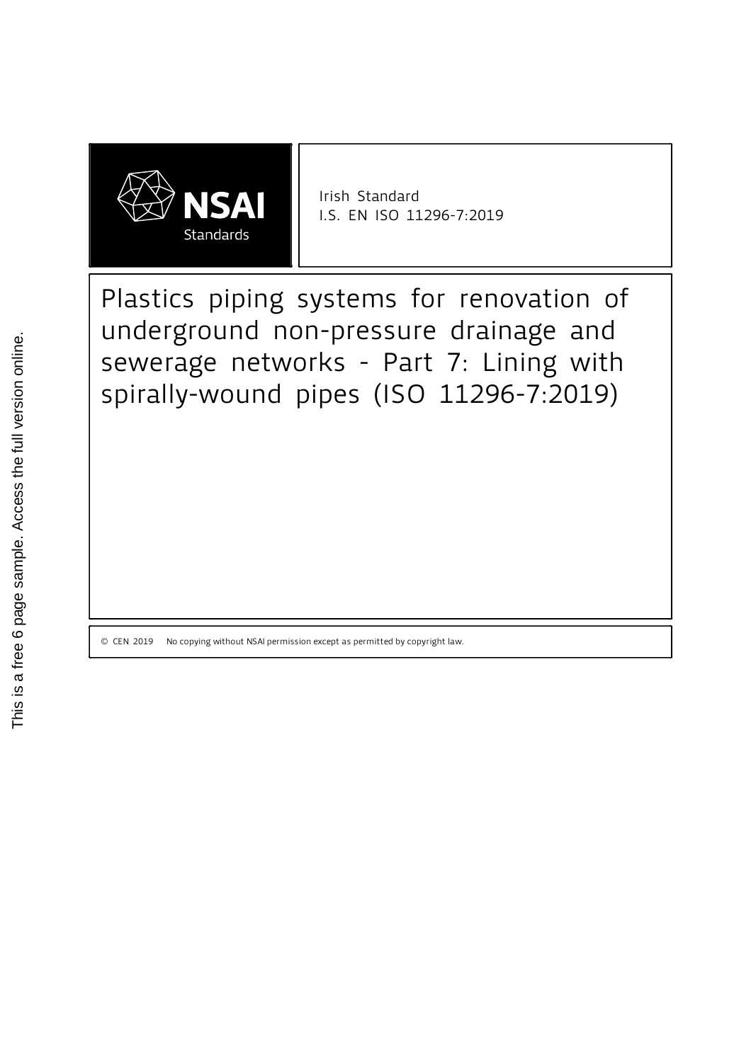NSAI Standards

Irish Standard
I.S. EN ISO 11296-7:2019

# Plastics piping systems for renovation of underground non-pressure drainage and sewerage networks - Part 7: Lining with spirally-wound pipes (ISO 11296-7:2019)

© CEN 2019 No copying without NSAI permission except as permitted by copyright law.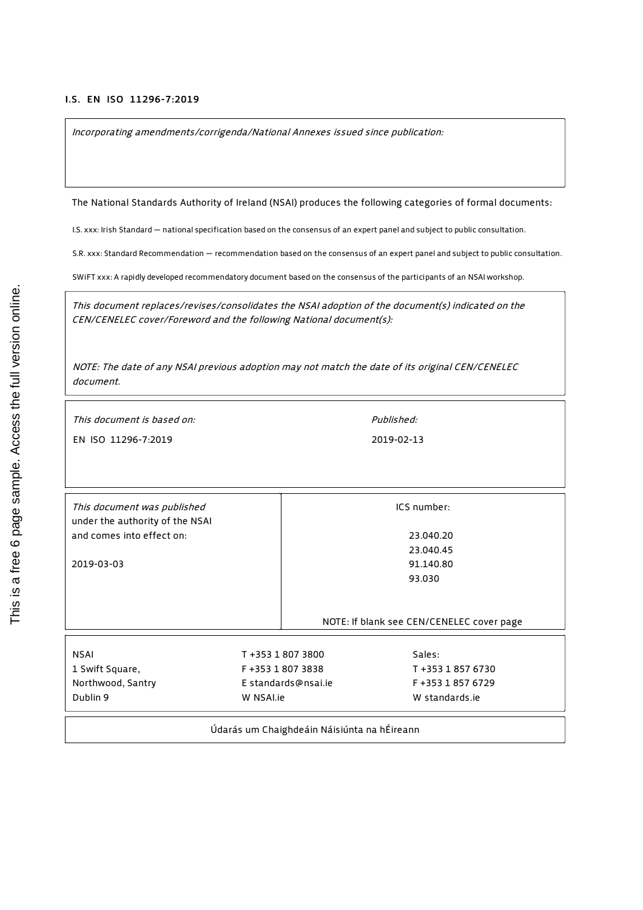**I.S. EN ISO 11296-7:2019**

*Incorporating amendments/corrigenda/National Annexes issued since publication:*

The National Standards Authority of Ireland (NSAI) produces the following categories of formal documents:

I.S. xxx: Irish Standard — national specification based on the consensus of an expert panel and subject to public consultation.

S.R. xxx: Standard Recommendation — recommendation based on the consensus of an expert panel and subject to public consultation.

SWiFT xxx: A rapidly developed recommendatory document based on the consensus of the participants of an NSAI workshop.

*This document replaces/revises/consolidates the NSAI adoption of the document(s) indicated on the CEN/CENELEC cover/Foreword and the following National document(s):*

*NOTE: The date of any NSAI previous adoption may not match the date of its original CEN/CENELEC document.*

| *This document is based on:* | *Published:* |
|---|---|
| EN ISO 11296-7:2019 | 2019-02-13 |

| *This document was published* under the authority of the NSAI and comes into effect on: | ICS number: |
|---|---|
| 2019-03-03 | 23.040.20<br>23.040.45<br>91.140.80<br>93.030 |
| | NOTE: If blank see CEN/CENELEC cover page |

| | | |
|---|---|---|
| NSAI | T +353 1 807 3800 | Sales: |
| 1 Swift Square, | F +353 1 807 3838 | T +353 1 857 6730 |
| Northwood, Santry | E standards@nsai.ie | F +353 1 857 6729 |
| Dublin 9 | W NSAI.ie | W standards.ie |

Údarás um Chaighdeáin Náisiúnta na hÉireann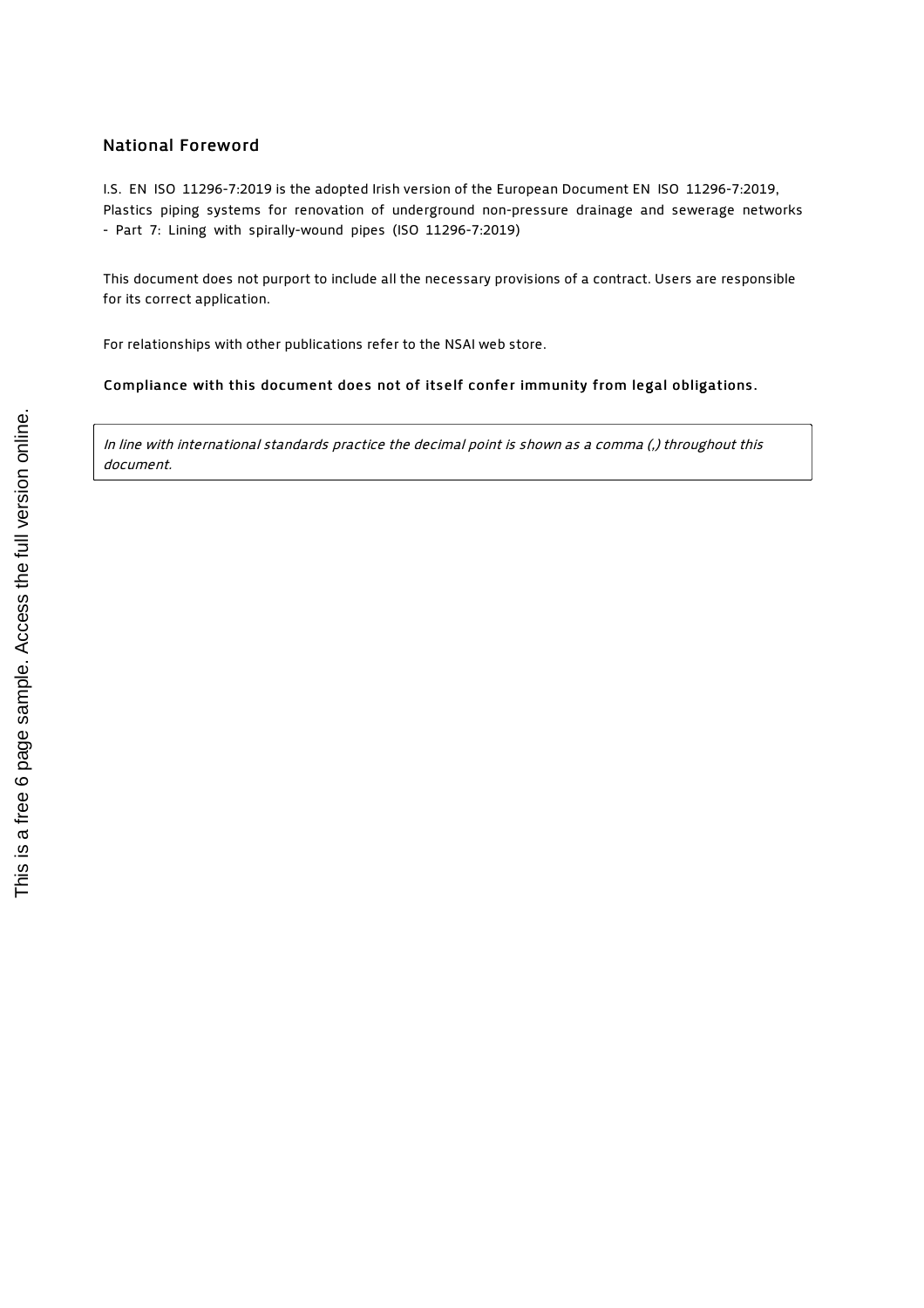## National Foreword

I.S. EN ISO 11296-7:2019 is the adopted Irish version of the European Document EN ISO 11296-7:2019, Plastics piping systems for renovation of underground non-pressure drainage and sewerage networks - Part 7: Lining with spirally-wound pipes (ISO 11296-7:2019)

This document does not purport to include all the necessary provisions of a contract. Users are responsible for its correct application.

For relationships with other publications refer to the NSAI web store.

**Compliance with this document does not of itself confer immunity from legal obligations.**

*In line with international standards practice the decimal point is shown as a comma (,) throughout this document.*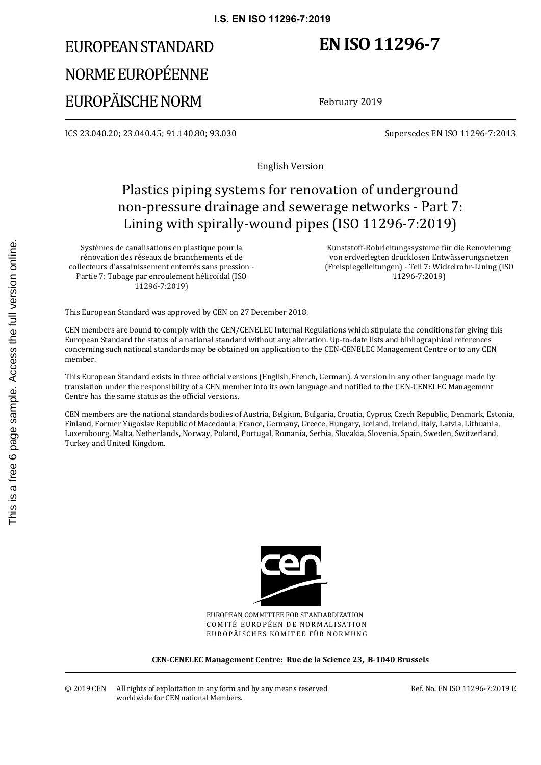# EUROPEAN STANDARD
# NORME EUROPÉENNE
# EUROPÄISCHE NORM

# EN ISO 11296-7

February 2019

ICS 23.040.20; 23.040.45; 91.140.80; 93.030

Supersedes EN ISO 11296-7:2013

English Version

## Plastics piping systems for renovation of underground non-pressure drainage and sewerage networks - Part 7: Lining with spirally-wound pipes (ISO 11296-7:2019)

Systèmes de canalisations en plastique pour la rénovation des réseaux de branchements et de collecteurs d'assainissement enterrés sans pression - Partie 7: Tubage par enroulement hélicoïdal (ISO 11296-7:2019)

Kunststoff-Rohrleitungssysteme für die Renovierung von erdverlegten drucklosen Entwässerungsnetzen (Freispiegelleitungen) - Teil 7: Wickelrohr-Lining (ISO 11296-7:2019)

This European Standard was approved by CEN on 27 December 2018.

CEN members are bound to comply with the CEN/CENELEC Internal Regulations which stipulate the conditions for giving this European Standard the status of a national standard without any alteration. Up-to-date lists and bibliographical references concerning such national standards may be obtained on application to the CEN-CENELEC Management Centre or to any CEN member.

This European Standard exists in three official versions (English, French, German). A version in any other language made by translation under the responsibility of a CEN member into its own language and notified to the CEN-CENELEC Management Centre has the same status as the official versions.

CEN members are the national standards bodies of Austria, Belgium, Bulgaria, Croatia, Cyprus, Czech Republic, Denmark, Estonia, Finland, Former Yugoslav Republic of Macedonia, France, Germany, Greece, Hungary, Iceland, Ireland, Italy, Latvia, Lithuania, Luxembourg, Malta, Netherlands, Norway, Poland, Portugal, Romania, Serbia, Slovakia, Slovenia, Spain, Sweden, Switzerland, Turkey and United Kingdom.

EUROPEAN COMMITTEE FOR STANDARDIZATION
COMITÉ EUROPÉEN DE NORMALISATION
EUROPÄISCHES KOMITEE FÜR NORMUNG

**CEN-CENELEC Management Centre: Rue de la Science 23, B-1040 Brussels**

© 2019 CEN All rights of exploitation in any form and by any means reserved worldwide for CEN national Members.

Ref. No. EN ISO 11296-7:2019 E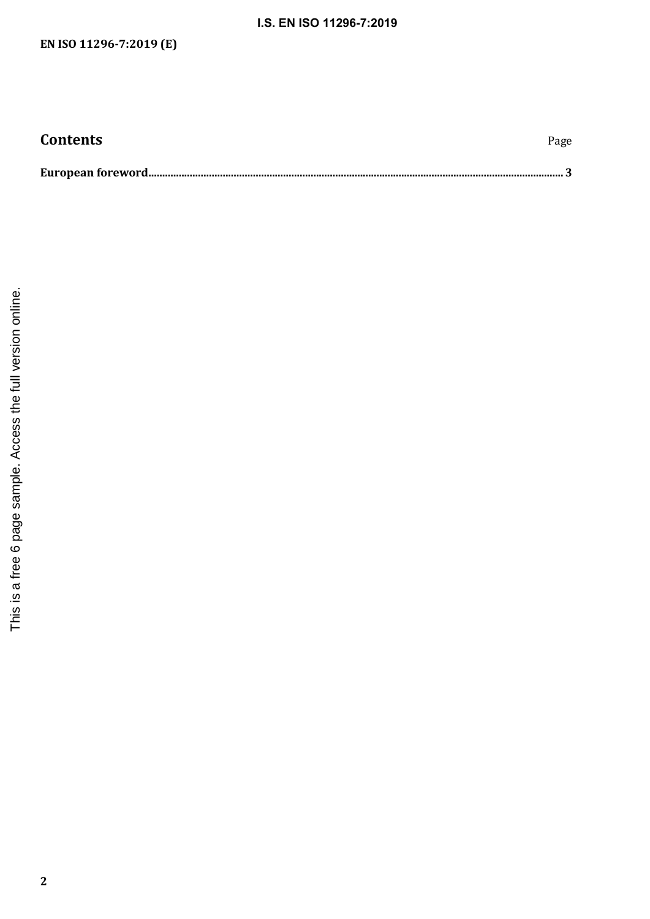# Contents

Page

**European foreword** ... **3**